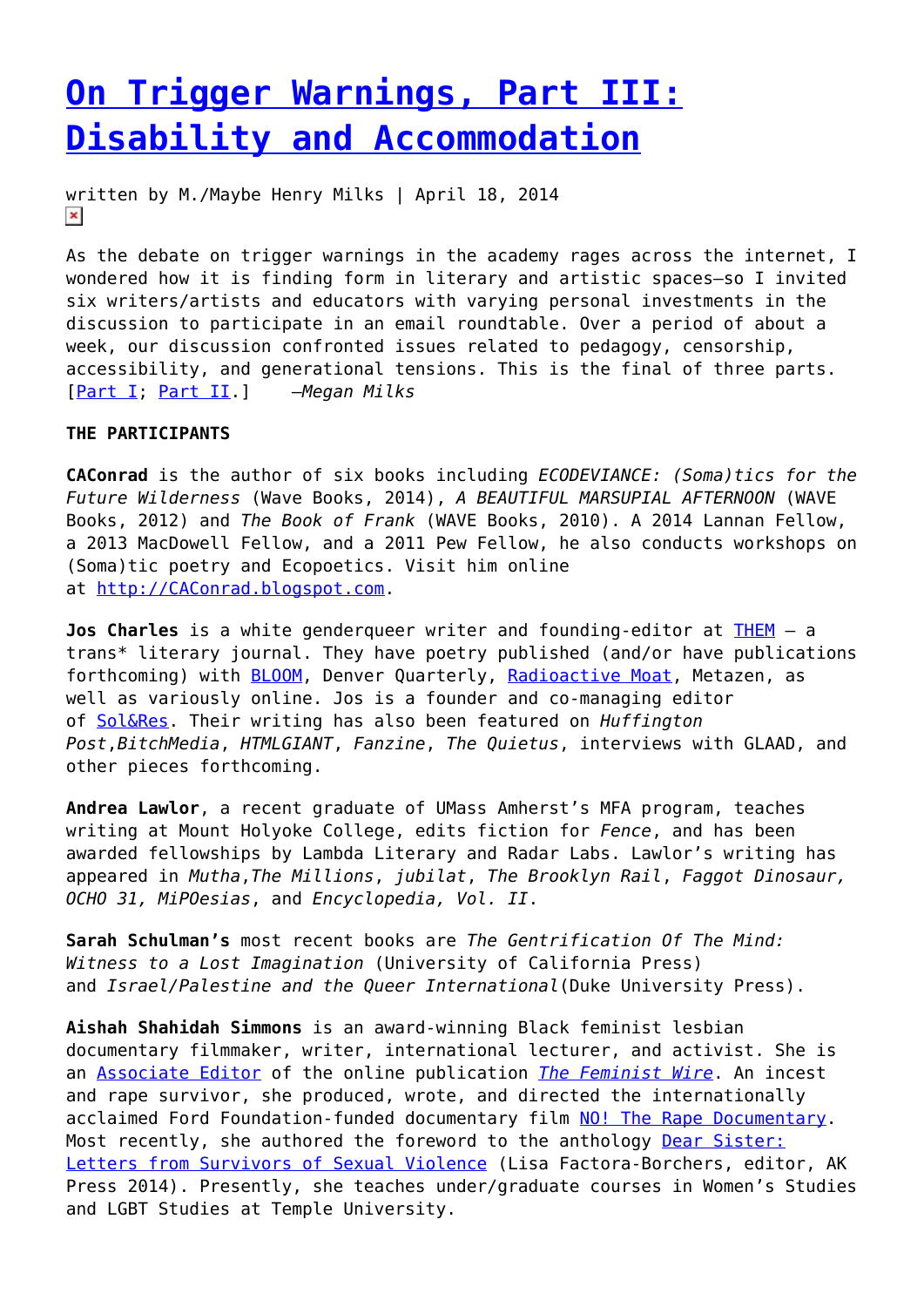# On Trigger Warnings, Part III: Disability and Accommodation

written by M./Maybe Henry Milks | April 18, 2014

As the debate on trigger warnings in the academy rages across the internet, I wondered how it is finding form in literary and artistic spaces—so I invited six writers/artists and educators with varying personal investments in the discussion to participate in an email roundtable. Over a period of about a week, our discussion confronted issues related to pedagogy, censorship, accessibility, and generational tensions. This is the final of three parts. [Part I; Part II.] —*Megan Milks*

**THE PARTICIPANTS**

**CAConrad** is the author of six books including *ECODEVIANCE: (Soma)tics for the Future Wilderness* (Wave Books, 2014), *A BEAUTIFUL MARSUPIAL AFTERNOON* (WAVE Books, 2012) and *The Book of Frank* (WAVE Books, 2010). A 2014 Lannan Fellow, a 2013 MacDowell Fellow, and a 2011 Pew Fellow, he also conducts workshops on (Soma)tic poetry and Ecopoetics. Visit him online at http://CAConrad.blogspot.com.

**Jos Charles** is a white genderqueer writer and founding-editor at THEM – a trans* literary journal. They have poetry published (and/or have publications forthcoming) with BLOOM, Denver Quarterly, Radioactive Moat, Metazen, as well as variously online. Jos is a founder and co-managing editor of Sol&Res. Their writing has also been featured on *Huffington Post*,*BitchMedia*, *HTMLGIANT*, *Fanzine*, *The Quietus*, interviews with GLAAD, and other pieces forthcoming.

**Andrea Lawlor**, a recent graduate of UMass Amherst's MFA program, teaches writing at Mount Holyoke College, edits fiction for *Fence*, and has been awarded fellowships by Lambda Literary and Radar Labs. Lawlor's writing has appeared in *Mutha*,*The Millions*, *jubilat*, *The Brooklyn Rail*, *Faggot Dinosaur, OCHO 31, MiPOesias*, and *Encyclopedia, Vol. II*.

**Sarah Schulman's** most recent books are *The Gentrification Of The Mind: Witness to a Lost Imagination* (University of California Press) and *Israel/Palestine and the Queer International*(Duke University Press).

**Aishah Shahidah Simmons** is an award-winning Black feminist lesbian documentary filmmaker, writer, international lecturer, and activist. She is an Associate Editor of the online publication *The Feminist Wire*. An incest and rape survivor, she produced, wrote, and directed the internationally acclaimed Ford Foundation-funded documentary film NO! The Rape Documentary. Most recently, she authored the foreword to the anthology Dear Sister: Letters from Survivors of Sexual Violence (Lisa Factora-Borchers, editor, AK Press 2014). Presently, she teaches under/graduate courses in Women's Studies and LGBT Studies at Temple University.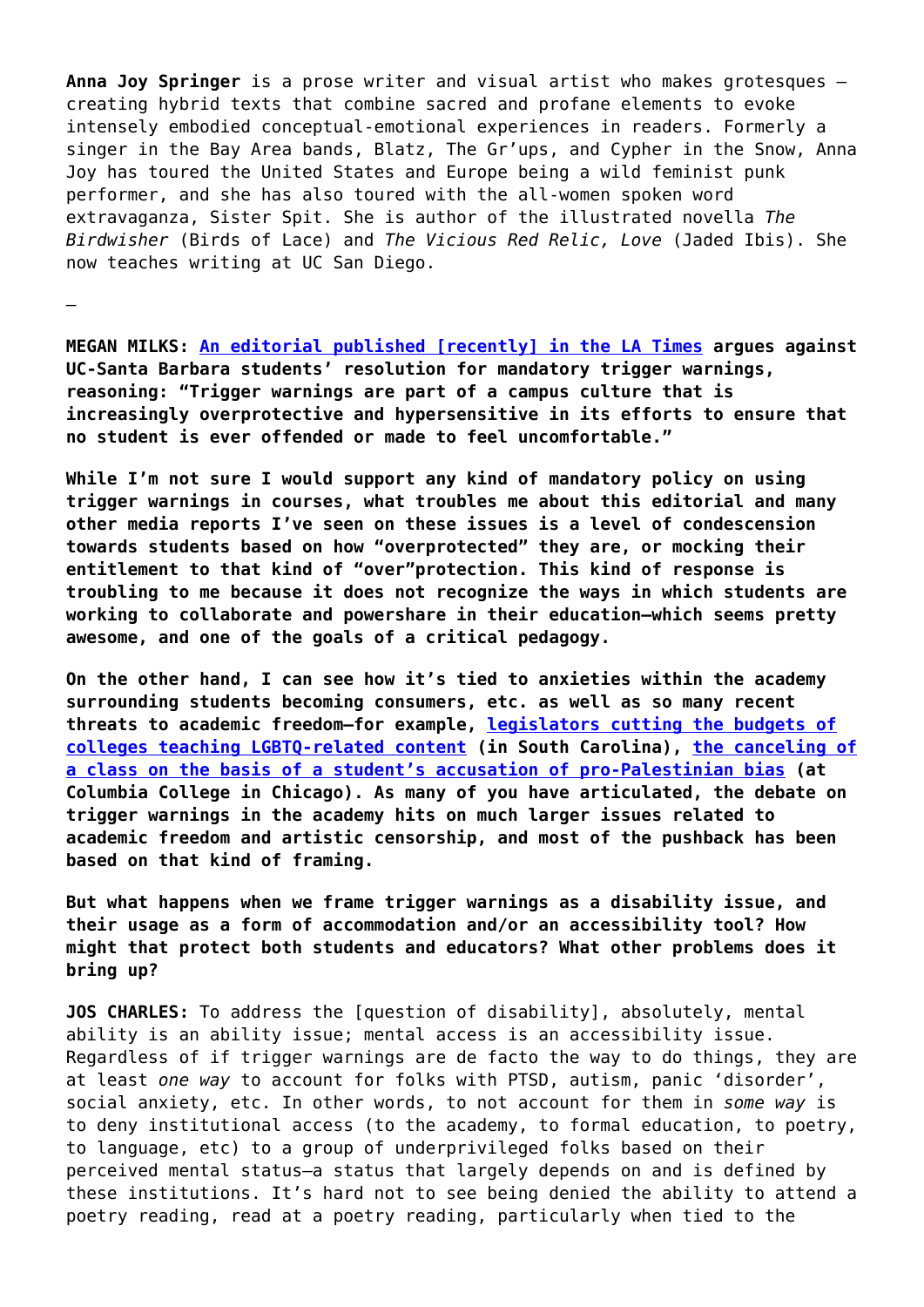**Anna Joy Springer** is a prose writer and visual artist who makes grotesques — creating hybrid texts that combine sacred and profane elements to evoke intensely embodied conceptual-emotional experiences in readers. Formerly a singer in the Bay Area bands, Blatz, The Gr'ups, and Cypher in the Snow, Anna Joy has toured the United States and Europe being a wild feminist punk performer, and she has also toured with the all-women spoken word extravaganza, Sister Spit. She is author of the illustrated novella *The Birdwisher* (Birds of Lace) and *The Vicious Red Relic, Love* (Jaded Ibis). She now teaches writing at UC San Diego.

—

**MEGAN MILKS: An editorial published [recently] in the LA Times argues against UC-Santa Barbara students' resolution for mandatory trigger warnings, reasoning: "Trigger warnings are part of a campus culture that is increasingly overprotective and hypersensitive in its efforts to ensure that no student is ever offended or made to feel uncomfortable."**

**While I'm not sure I would support any kind of mandatory policy on using trigger warnings in courses, what troubles me about this editorial and many other media reports I've seen on these issues is a level of condescension towards students based on how "overprotected" they are, or mocking their entitlement to that kind of "over"protection. This kind of response is troubling to me because it does not recognize the ways in which students are working to collaborate and powershare in their education—which seems pretty awesome, and one of the goals of a critical pedagogy.**

**On the other hand, I can see how it's tied to anxieties within the academy surrounding students becoming consumers, etc. as well as so many recent threats to academic freedom—for example, legislators cutting the budgets of colleges teaching LGBTQ-related content (in South Carolina), the canceling of a class on the basis of a student's accusation of pro-Palestinian bias (at Columbia College in Chicago). As many of you have articulated, the debate on trigger warnings in the academy hits on much larger issues related to academic freedom and artistic censorship, and most of the pushback has been based on that kind of framing.**

**But what happens when we frame trigger warnings as a disability issue, and their usage as a form of accommodation and/or an accessibility tool? How might that protect both students and educators? What other problems does it bring up?**

**JOS CHARLES:** To address the [question of disability], absolutely, mental ability is an ability issue; mental access is an accessibility issue. Regardless of if trigger warnings are de facto the way to do things, they are at least *one way* to account for folks with PTSD, autism, panic 'disorder', social anxiety, etc. In other words, to not account for them in *some way* is to deny institutional access (to the academy, to formal education, to poetry, to language, etc) to a group of underprivileged folks based on their perceived mental status—a status that largely depends on and is defined by these institutions. It's hard not to see being denied the ability to attend a poetry reading, read at a poetry reading, particularly when tied to the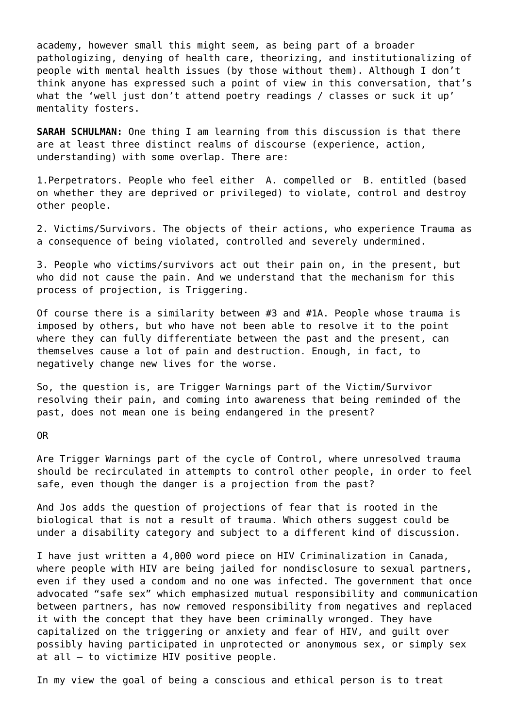academy, however small this might seem, as being part of a broader pathologizing, denying of health care, theorizing, and institutionalizing of people with mental health issues (by those without them). Although I don't think anyone has expressed such a point of view in this conversation, that's what the 'well just don't attend poetry readings / classes or suck it up' mentality fosters.

**SARAH SCHULMAN:** One thing I am learning from this discussion is that there are at least three distinct realms of discourse (experience, action, understanding) with some overlap. There are:

1. Perpetrators. People who feel either A. compelled or B. entitled (based on whether they are deprived or privileged) to violate, control and destroy other people.

2. Victims/Survivors. The objects of their actions, who experience Trauma as a consequence of being violated, controlled and severely undermined.

3. People who victims/survivors act out their pain on, in the present, but who did not cause the pain. And we understand that the mechanism for this process of projection, is Triggering.

Of course there is a similarity between #3 and #1A. People whose trauma is imposed by others, but who have not been able to resolve it to the point where they can fully differentiate between the past and the present, can themselves cause a lot of pain and destruction. Enough, in fact, to negatively change new lives for the worse.

So, the question is, are Trigger Warnings part of the Victim/Survivor resolving their pain, and coming into awareness that being reminded of the past, does not mean one is being endangered in the present?

OR

Are Trigger Warnings part of the cycle of Control, where unresolved trauma should be recirculated in attempts to control other people, in order to feel safe, even though the danger is a projection from the past?

And Jos adds the question of projections of fear that is rooted in the biological that is not a result of trauma. Which others suggest could be under a disability category and subject to a different kind of discussion.

I have just written a 4,000 word piece on HIV Criminalization in Canada, where people with HIV are being jailed for nondisclosure to sexual partners, even if they used a condom and no one was infected. The government that once advocated "safe sex" which emphasized mutual responsibility and communication between partners, has now removed responsibility from negatives and replaced it with the concept that they have been criminally wronged. They have capitalized on the triggering or anxiety and fear of HIV, and guilt over possibly having participated in unprotected or anonymous sex, or simply sex at all – to victimize HIV positive people.

In my view the goal of being a conscious and ethical person is to treat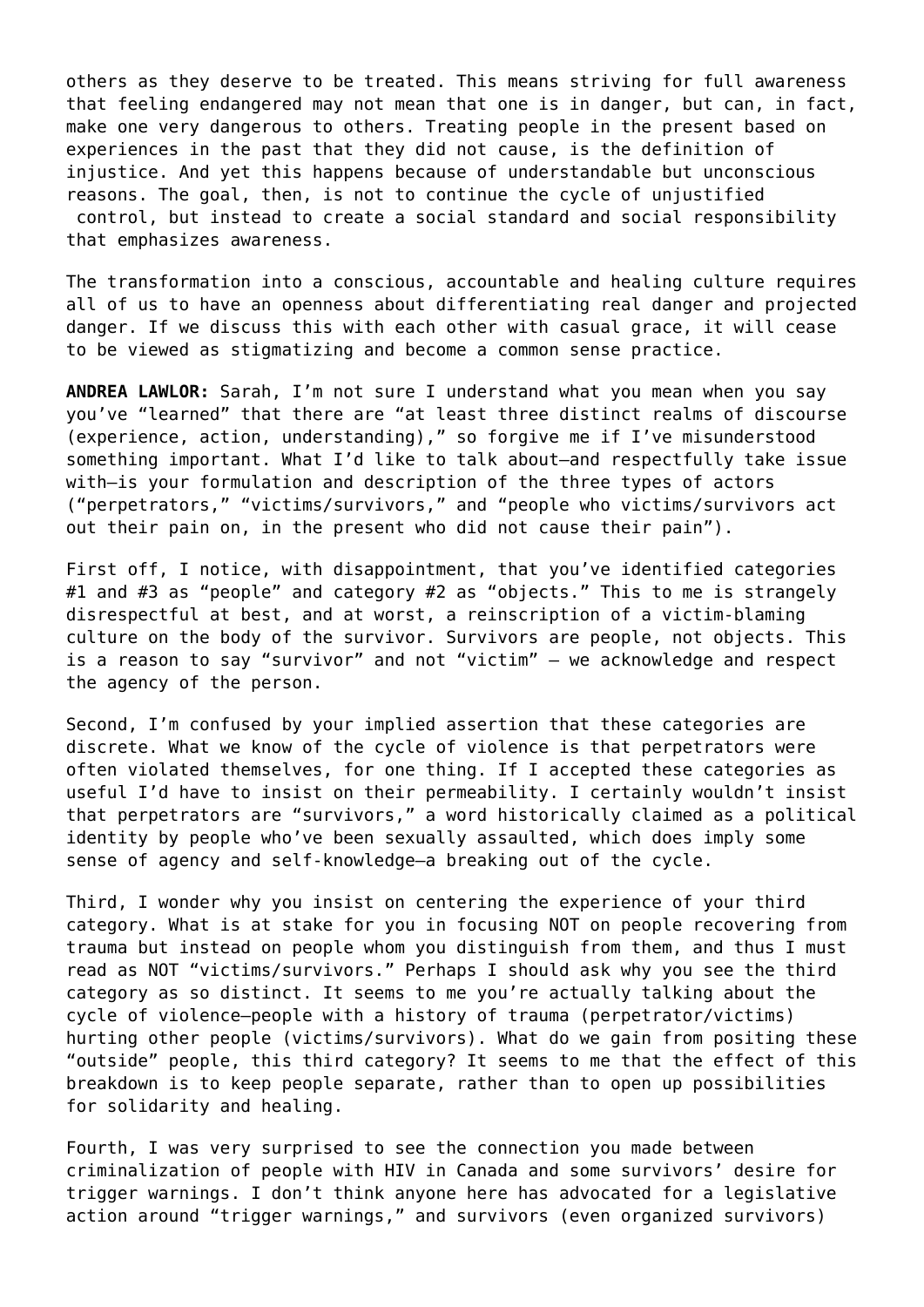others as they deserve to be treated. This means striving for full awareness that feeling endangered may not mean that one is in danger, but can, in fact, make one very dangerous to others. Treating people in the present based on experiences in the past that they did not cause, is the definition of injustice. And yet this happens because of understandable but unconscious reasons. The goal, then, is not to continue the cycle of unjustified control, but instead to create a social standard and social responsibility that emphasizes awareness.

The transformation into a conscious, accountable and healing culture requires all of us to have an openness about differentiating real danger and projected danger. If we discuss this with each other with casual grace, it will cease to be viewed as stigmatizing and become a common sense practice.

**ANDREA LAWLOR:** Sarah, I'm not sure I understand what you mean when you say you've "learned" that there are "at least three distinct realms of discourse (experience, action, understanding)," so forgive me if I've misunderstood something important. What I'd like to talk about—and respectfully take issue with—is your formulation and description of the three types of actors ("perpetrators," "victims/survivors," and "people who victims/survivors act out their pain on, in the present who did not cause their pain").

First off, I notice, with disappointment, that you've identified categories #1 and #3 as "people" and category #2 as "objects." This to me is strangely disrespectful at best, and at worst, a reinscription of a victim-blaming culture on the body of the survivor. Survivors are people, not objects. This is a reason to say "survivor" and not "victim" – we acknowledge and respect the agency of the person.

Second, I'm confused by your implied assertion that these categories are discrete. What we know of the cycle of violence is that perpetrators were often violated themselves, for one thing. If I accepted these categories as useful I'd have to insist on their permeability. I certainly wouldn't insist that perpetrators are "survivors," a word historically claimed as a political identity by people who've been sexually assaulted, which does imply some sense of agency and self-knowledge—a breaking out of the cycle.

Third, I wonder why you insist on centering the experience of your third category. What is at stake for you in focusing NOT on people recovering from trauma but instead on people whom you distinguish from them, and thus I must read as NOT "victims/survivors." Perhaps I should ask why you see the third category as so distinct. It seems to me you're actually talking about the cycle of violence—people with a history of trauma (perpetrator/victims) hurting other people (victims/survivors). What do we gain from positing these "outside" people, this third category? It seems to me that the effect of this breakdown is to keep people separate, rather than to open up possibilities for solidarity and healing.

Fourth, I was very surprised to see the connection you made between criminalization of people with HIV in Canada and some survivors' desire for trigger warnings. I don't think anyone here has advocated for a legislative action around "trigger warnings," and survivors (even organized survivors)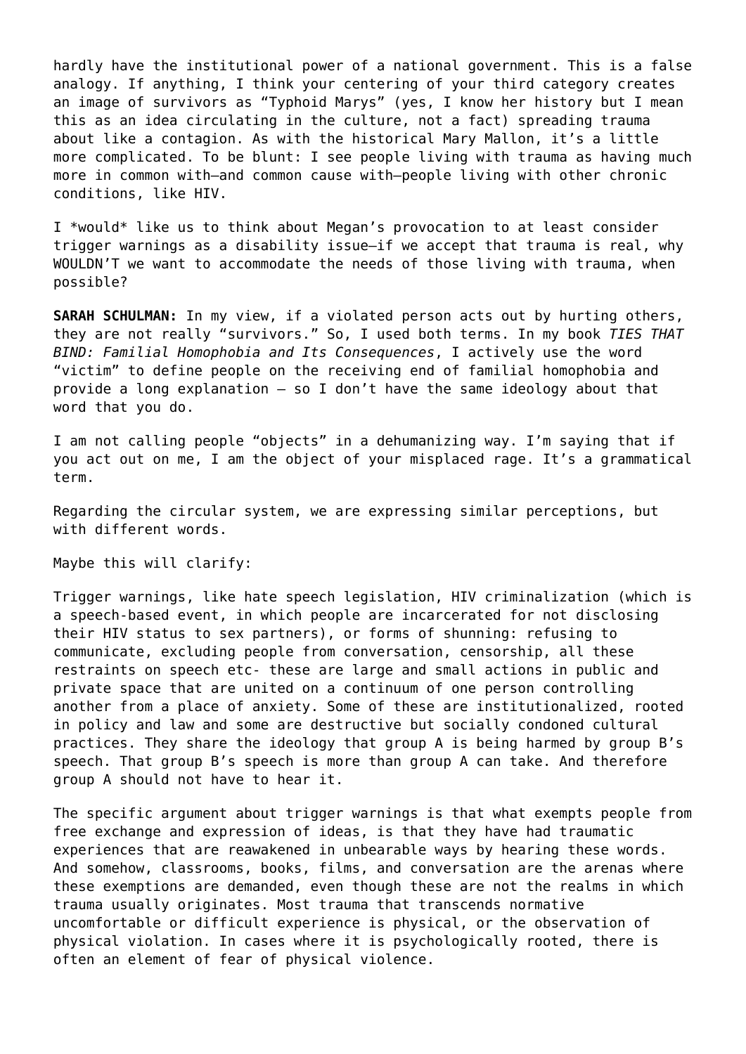hardly have the institutional power of a national government. This is a false analogy. If anything, I think your centering of your third category creates an image of survivors as "Typhoid Marys" (yes, I know her history but I mean this as an idea circulating in the culture, not a fact) spreading trauma about like a contagion. As with the historical Mary Mallon, it's a little more complicated. To be blunt: I see people living with trauma as having much more in common with—and common cause with—people living with other chronic conditions, like HIV.

I *would* like us to think about Megan's provocation to at least consider trigger warnings as a disability issue—if we accept that trauma is real, why WOULDN'T we want to accommodate the needs of those living with trauma, when possible?

**SARAH SCHULMAN:** In my view, if a violated person acts out by hurting others, they are not really "survivors." So, I used both terms. In my book *TIES THAT BIND: Familial Homophobia and Its Consequences*, I actively use the word "victim" to define people on the receiving end of familial homophobia and provide a long explanation – so I don't have the same ideology about that word that you do.

I am not calling people "objects" in a dehumanizing way. I'm saying that if you act out on me, I am the object of your misplaced rage. It's a grammatical term.

Regarding the circular system, we are expressing similar perceptions, but with different words.

Maybe this will clarify:

Trigger warnings, like hate speech legislation, HIV criminalization (which is a speech-based event, in which people are incarcerated for not disclosing their HIV status to sex partners), or forms of shunning: refusing to communicate, excluding people from conversation, censorship, all these restraints on speech etc- these are large and small actions in public and private space that are united on a continuum of one person controlling another from a place of anxiety. Some of these are institutionalized, rooted in policy and law and some are destructive but socially condoned cultural practices. They share the ideology that group A is being harmed by group B's speech. That group B's speech is more than group A can take. And therefore group A should not have to hear it.

The specific argument about trigger warnings is that what exempts people from free exchange and expression of ideas, is that they have had traumatic experiences that are reawakened in unbearable ways by hearing these words. And somehow, classrooms, books, films, and conversation are the arenas where these exemptions are demanded, even though these are not the realms in which trauma usually originates. Most trauma that transcends normative uncomfortable or difficult experience is physical, or the observation of physical violation. In cases where it is psychologically rooted, there is often an element of fear of physical violence.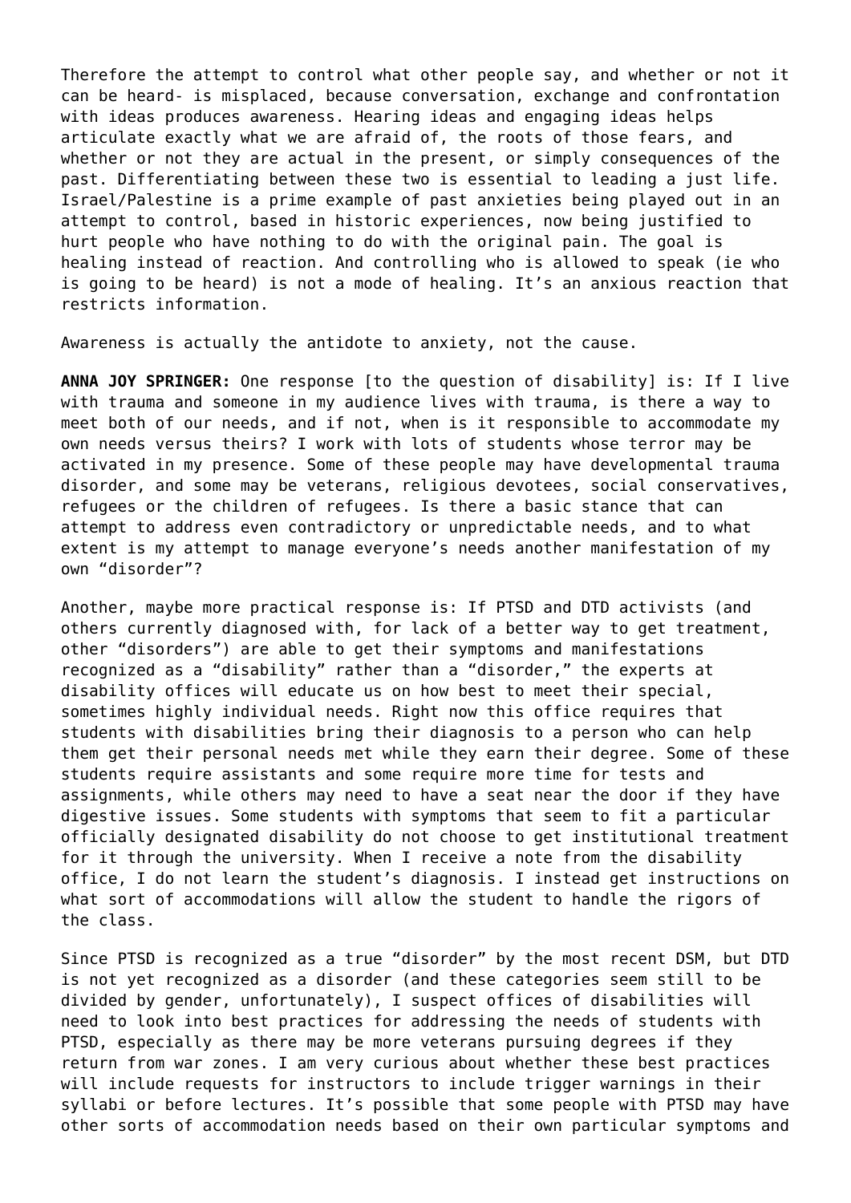Therefore the attempt to control what other people say, and whether or not it can be heard- is misplaced, because conversation, exchange and confrontation with ideas produces awareness. Hearing ideas and engaging ideas helps articulate exactly what we are afraid of, the roots of those fears, and whether or not they are actual in the present, or simply consequences of the past. Differentiating between these two is essential to leading a just life. Israel/Palestine is a prime example of past anxieties being played out in an attempt to control, based in historic experiences, now being justified to hurt people who have nothing to do with the original pain. The goal is healing instead of reaction. And controlling who is allowed to speak (ie who is going to be heard) is not a mode of healing. It's an anxious reaction that restricts information.

Awareness is actually the antidote to anxiety, not the cause.

**ANNA JOY SPRINGER:** One response [to the question of disability] is: If I live with trauma and someone in my audience lives with trauma, is there a way to meet both of our needs, and if not, when is it responsible to accommodate my own needs versus theirs? I work with lots of students whose terror may be activated in my presence. Some of these people may have developmental trauma disorder, and some may be veterans, religious devotees, social conservatives, refugees or the children of refugees. Is there a basic stance that can attempt to address even contradictory or unpredictable needs, and to what extent is my attempt to manage everyone's needs another manifestation of my own "disorder"?

Another, maybe more practical response is: If PTSD and DTD activists (and others currently diagnosed with, for lack of a better way to get treatment, other "disorders") are able to get their symptoms and manifestations recognized as a "disability" rather than a "disorder," the experts at disability offices will educate us on how best to meet their special, sometimes highly individual needs. Right now this office requires that students with disabilities bring their diagnosis to a person who can help them get their personal needs met while they earn their degree. Some of these students require assistants and some require more time for tests and assignments, while others may need to have a seat near the door if they have digestive issues. Some students with symptoms that seem to fit a particular officially designated disability do not choose to get institutional treatment for it through the university. When I receive a note from the disability office, I do not learn the student's diagnosis. I instead get instructions on what sort of accommodations will allow the student to handle the rigors of the class.

Since PTSD is recognized as a true "disorder" by the most recent DSM, but DTD is not yet recognized as a disorder (and these categories seem still to be divided by gender, unfortunately), I suspect offices of disabilities will need to look into best practices for addressing the needs of students with PTSD, especially as there may be more veterans pursuing degrees if they return from war zones. I am very curious about whether these best practices will include requests for instructors to include trigger warnings in their syllabi or before lectures. It's possible that some people with PTSD may have other sorts of accommodation needs based on their own particular symptoms and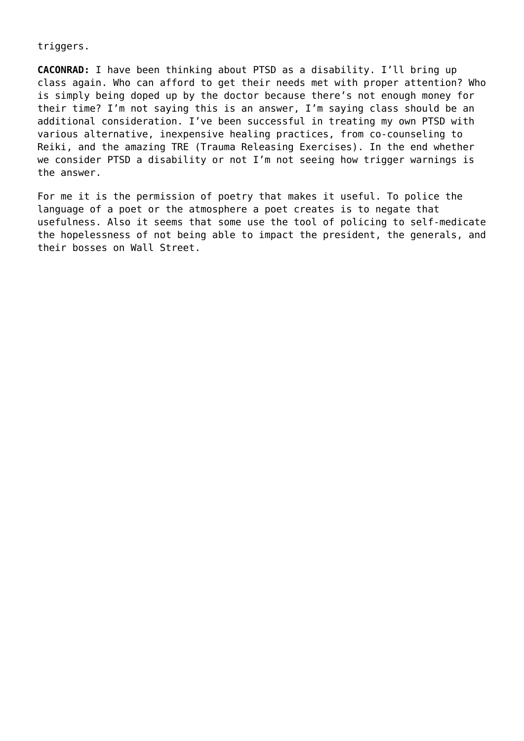triggers.

**CACONRAD:** I have been thinking about PTSD as a disability. I'll bring up class again. Who can afford to get their needs met with proper attention? Who is simply being doped up by the doctor because there's not enough money for their time? I'm not saying this is an answer, I'm saying class should be an additional consideration. I've been successful in treating my own PTSD with various alternative, inexpensive healing practices, from co-counseling to Reiki, and the amazing TRE (Trauma Releasing Exercises). In the end whether we consider PTSD a disability or not I'm not seeing how trigger warnings is the answer.

For me it is the permission of poetry that makes it useful. To police the language of a poet or the atmosphere a poet creates is to negate that usefulness. Also it seems that some use the tool of policing to self-medicate the hopelessness of not being able to impact the president, the generals, and their bosses on Wall Street.